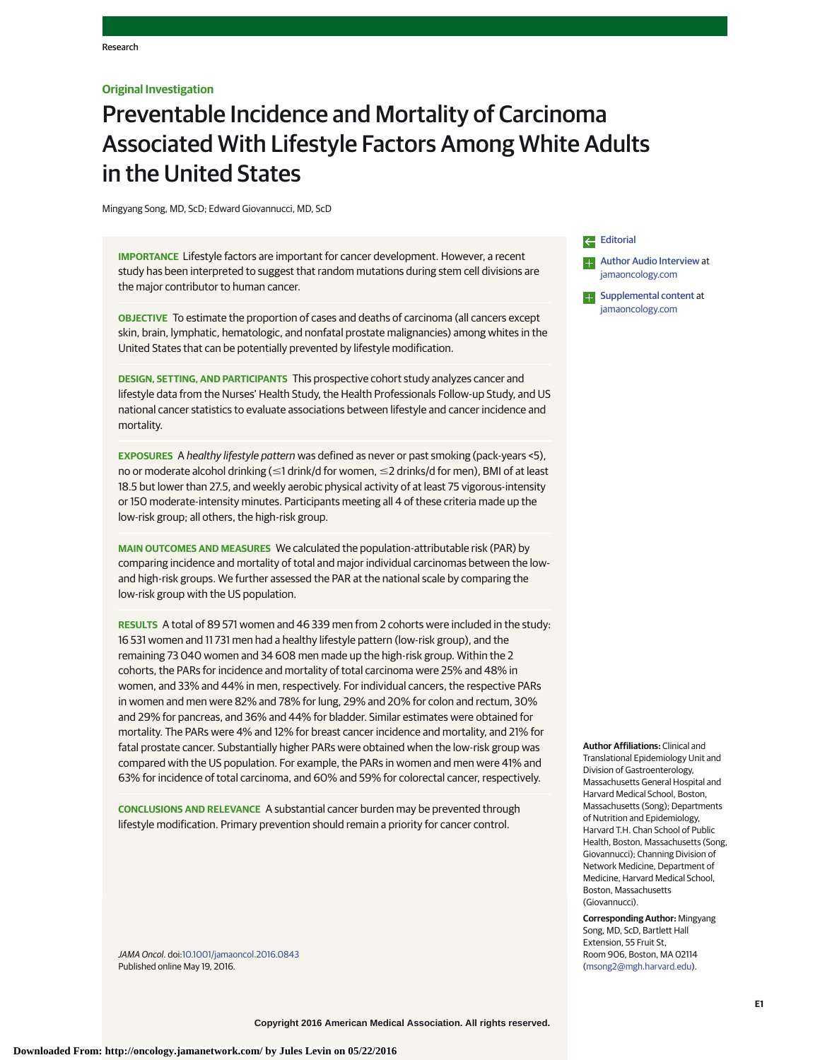Research

**Original Investigation**

# Preventable Incidence and Mortality of Carcinoma Associated With Lifestyle Factors Among White Adults in the United States

Mingyang Song, MD, ScD; Edward Giovannucci, MD, ScD

**IMPORTANCE** Lifestyle factors are important for cancer development. However, a recent study has been interpreted to suggest that random mutations during stem cell divisions are the major contributor to human cancer.

**OBJECTIVE** To estimate the proportion of cases and deaths of carcinoma (all cancers except skin, brain, lymphatic, hematologic, and nonfatal prostate malignancies) among whites in the United States that can be potentially prevented by lifestyle modification.

**DESIGN, SETTING, AND PARTICIPANTS** This prospective cohort study analyzes cancer and lifestyle data from the Nurses' Health Study, the Health Professionals Follow-up Study, and US national cancer statistics to evaluate associations between lifestyle and cancer incidence and mortality.

**EXPOSURES** A *healthy lifestyle pattern* was defined as never or past smoking (pack-years <5), no or moderate alcohol drinking (≤1 drink/d for women, ≤2 drinks/d for men), BMI of at least 18.5 but lower than 27.5, and weekly aerobic physical activity of at least 75 vigorous-intensity or 150 moderate-intensity minutes. Participants meeting all 4 of these criteria made up the low-risk group; all others, the high-risk group.

**MAIN OUTCOMES AND MEASURES** We calculated the population-attributable risk (PAR) by comparing incidence and mortality of total and major individual carcinomas between the low- and high-risk groups. We further assessed the PAR at the national scale by comparing the low-risk group with the US population.

**RESULTS** A total of 89 571 women and 46 339 men from 2 cohorts were included in the study: 16 531 women and 11 731 men had a healthy lifestyle pattern (low-risk group), and the remaining 73 040 women and 34 608 men made up the high-risk group. Within the 2 cohorts, the PARs for incidence and mortality of total carcinoma were 25% and 48% in women, and 33% and 44% in men, respectively. For individual cancers, the respective PARs in women and men were 82% and 78% for lung, 29% and 20% for colon and rectum, 30% and 29% for pancreas, and 36% and 44% for bladder. Similar estimates were obtained for mortality. The PARs were 4% and 12% for breast cancer incidence and mortality, and 21% for fatal prostate cancer. Substantially higher PARs were obtained when the low-risk group was compared with the US population. For example, the PARs in women and men were 41% and 63% for incidence of total carcinoma, and 60% and 59% for colorectal cancer, respectively.

**CONCLUSIONS AND RELEVANCE** A substantial cancer burden may be prevented through lifestyle modification. Primary prevention should remain a priority for cancer control.

*JAMA Oncol*. doi:10.1001/jamaoncol.2016.0843
Published online May 19, 2016.

Editorial

Author Audio Interview at jamaoncology.com

Supplemental content at jamaoncology.com

**Author Affiliations:** Clinical and Translational Epidemiology Unit and Division of Gastroenterology, Massachusetts General Hospital and Harvard Medical School, Boston, Massachusetts (Song); Departments of Nutrition and Epidemiology, Harvard T.H. Chan School of Public Health, Boston, Massachusetts (Song, Giovannucci); Channing Division of Network Medicine, Department of Medicine, Harvard Medical School, Boston, Massachusetts (Giovannucci).

**Corresponding Author:** Mingyang Song, MD, ScD, Bartlett Hall Extension, 55 Fruit St, Room 906, Boston, MA 02114 (msong2@mgh.harvard.edu).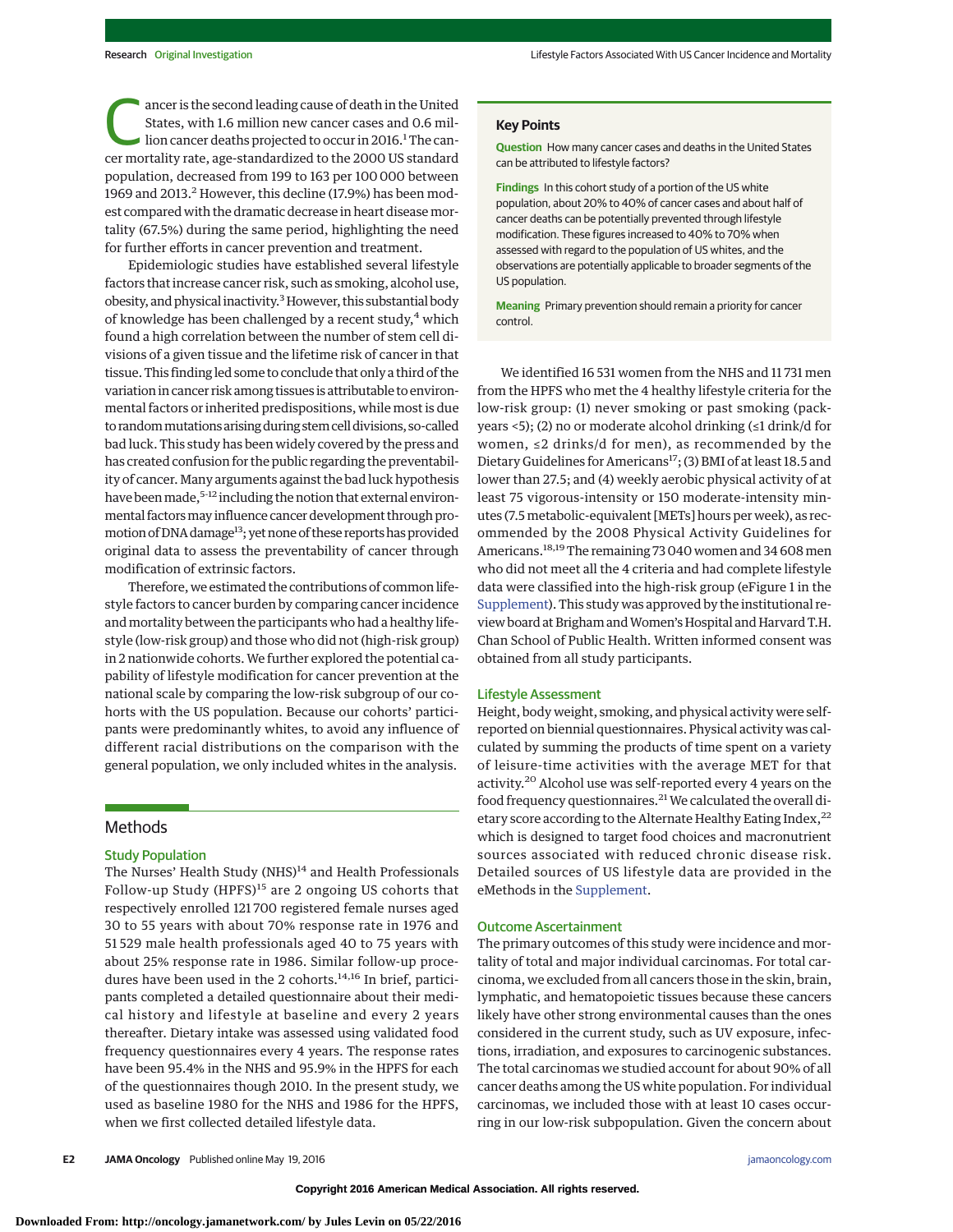Cancer is the second leading cause of death in the United States, with 1.6 million new cancer cases and 0.6 million cancer deaths projected to occur in 2016.[1] The cancer mortality rate, age-standardized to the 2000 US standard population, decreased from 199 to 163 per 100 000 between 1969 and 2013.[2] However, this decline (17.9%) has been modest compared with the dramatic decrease in heart disease mortality (67.5%) during the same period, highlighting the need for further efforts in cancer prevention and treatment.

Epidemiologic studies have established several lifestyle factors that increase cancer risk, such as smoking, alcohol use, obesity, and physical inactivity.[3] However, this substantial body of knowledge has been challenged by a recent study,[4] which found a high correlation between the number of stem cell divisions of a given tissue and the lifetime risk of cancer in that tissue. This finding led some to conclude that only a third of the variation in cancer risk among tissues is attributable to environmental factors or inherited predispositions, while most is due to random mutations arising during stem cell divisions, so-called bad luck. This study has been widely covered by the press and has created confusion for the public regarding the preventability of cancer. Many arguments against the bad luck hypothesis have been made,[5-12] including the notion that external environmental factors may influence cancer development through promotion of DNA damage[13]; yet none of these reports has provided original data to assess the preventability of cancer through modification of extrinsic factors.

Therefore, we estimated the contributions of common lifestyle factors to cancer burden by comparing cancer incidence and mortality between the participants who had a healthy lifestyle (low-risk group) and those who did not (high-risk group) in 2 nationwide cohorts. We further explored the potential capability of lifestyle modification for cancer prevention at the national scale by comparing the low-risk subgroup of our cohorts with the US population. Because our cohorts' participants were predominantly whites, to avoid any influence of different racial distributions on the comparison with the general population, we only included whites in the analysis.

> **Key Points**
>
> **Question** How many cancer cases and deaths in the United States can be attributed to lifestyle factors?
>
> **Findings** In this cohort study of a portion of the US white population, about 20% to 40% of cancer cases and about half of cancer deaths can be potentially prevented through lifestyle modification. These figures increased to 40% to 70% when assessed with regard to the population of US whites, and the observations are potentially applicable to broader segments of the US population.
>
> **Meaning** Primary prevention should remain a priority for cancer control.

## Methods

### Study Population

The Nurses' Health Study (NHS)[14] and Health Professionals Follow-up Study (HPFS)[15] are 2 ongoing US cohorts that respectively enrolled 121 700 registered female nurses aged 30 to 55 years with about 70% response rate in 1976 and 51 529 male health professionals aged 40 to 75 years with about 25% response rate in 1986. Similar follow-up procedures have been used in the 2 cohorts.[14,16] In brief, participants completed a detailed questionnaire about their medical history and lifestyle at baseline and every 2 years thereafter. Dietary intake was assessed using validated food frequency questionnaires every 4 years. The response rates have been 95.4% in the NHS and 95.9% in the HPFS for each of the questionnaires though 2010. In the present study, we used as baseline 1980 for the NHS and 1986 for the HPFS, when we first collected detailed lifestyle data.

We identified 16 531 women from the NHS and 11 731 men from the HPFS who met the 4 healthy lifestyle criteria for the low-risk group: (1) never smoking or past smoking (pack-years <5); (2) no or moderate alcohol drinking (≤1 drink/d for women, ≤2 drinks/d for men), as recommended by the Dietary Guidelines for Americans[17]; (3) BMI of at least 18.5 and lower than 27.5; and (4) weekly aerobic physical activity of at least 75 vigorous-intensity or 150 moderate-intensity minutes (7.5 metabolic-equivalent [METs] hours per week), as recommended by the 2008 Physical Activity Guidelines for Americans.[18,19] The remaining 73 040 women and 34 608 men who did not meet all the 4 criteria and had complete lifestyle data were classified into the high-risk group (eFigure 1 in the Supplement). This study was approved by the institutional review board at Brigham and Women's Hospital and Harvard T.H. Chan School of Public Health. Written informed consent was obtained from all study participants.

### Lifestyle Assessment

Height, body weight, smoking, and physical activity were self-reported on biennial questionnaires. Physical activity was calculated by summing the products of time spent on a variety of leisure-time activities with the average MET for that activity.[20] Alcohol use was self-reported every 4 years on the food frequency questionnaires.[21] We calculated the overall dietary score according to the Alternate Healthy Eating Index,[22] which is designed to target food choices and macronutrient sources associated with reduced chronic disease risk. Detailed sources of US lifestyle data are provided in the eMethods in the Supplement.

### Outcome Ascertainment

The primary outcomes of this study were incidence and mortality of total and major individual carcinomas. For total carcinoma, we excluded from all cancers those in the skin, brain, lymphatic, and hematopoietic tissues because these cancers likely have other strong environmental causes than the ones considered in the current study, such as UV exposure, infections, irradiation, and exposures to carcinogenic substances. The total carcinomas we studied account for about 90% of all cancer deaths among the US white population. For individual carcinomas, we included those with at least 10 cases occurring in our low-risk subpopulation. Given the concern about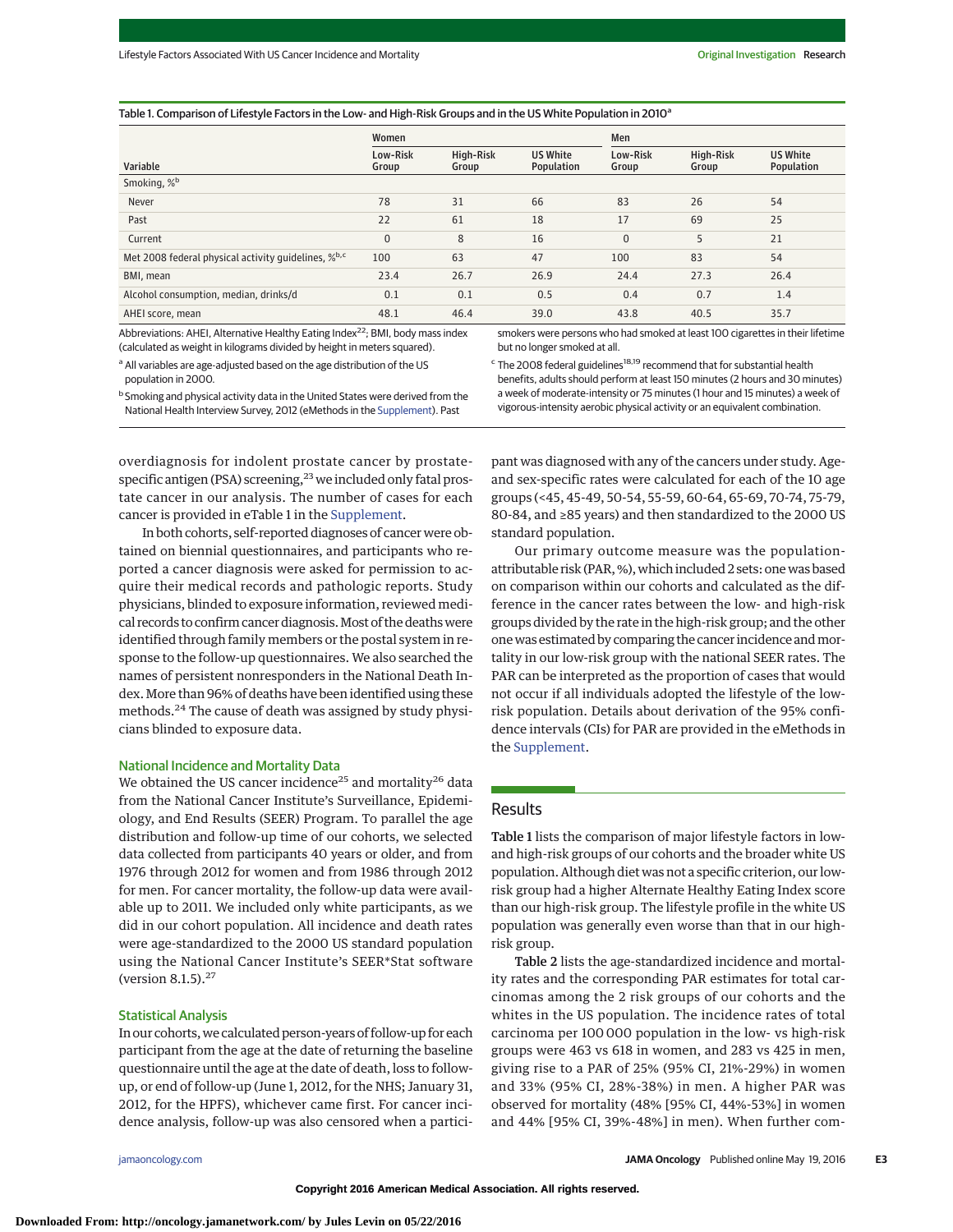Table 1. Comparison of Lifestyle Factors in the Low- and High-Risk Groups and in the US White Population in 2010[a]

| Variable | Women | | | Men | | |
|---|---|---|---|---|---|---|
| | Low-Risk Group | High-Risk Group | US White Population | Low-Risk Group | High-Risk Group | US White Population |
| Smoking, %[b] | | | | | | |
| Never | 78 | 31 | 66 | 83 | 26 | 54 |
| Past | 22 | 61 | 18 | 17 | 69 | 25 |
| Current | 0 | 8 | 16 | 0 | 5 | 21 |
| Met 2008 federal physical activity guidelines, %[b,c] | 100 | 63 | 47 | 100 | 83 | 54 |
| BMI, mean | 23.4 | 26.7 | 26.9 | 24.4 | 27.3 | 26.4 |
| Alcohol consumption, median, drinks/d | 0.1 | 0.1 | 0.5 | 0.4 | 0.7 | 1.4 |
| AHEI score, mean | 48.1 | 46.4 | 39.0 | 43.8 | 40.5 | 35.7 |

Abbreviations: AHEI, Alternative Healthy Eating Index[22]; BMI, body mass index (calculated as weight in kilograms divided by height in meters squared).

[a] All variables are age-adjusted based on the age distribution of the US population in 2000.

[b] Smoking and physical activity data in the United States were derived from the National Health Interview Survey, 2012 (eMethods in the Supplement). Past smokers were persons who had smoked at least 100 cigarettes in their lifetime but no longer smoked at all.

[c] The 2008 federal guidelines[18,19] recommend that for substantial health benefits, adults should perform at least 150 minutes (2 hours and 30 minutes) a week of moderate-intensity or 75 minutes (1 hour and 15 minutes) a week of vigorous-intensity aerobic physical activity or an equivalent combination.

overdiagnosis for indolent prostate cancer by prostate-specific antigen (PSA) screening,[23] we included only fatal prostate cancer in our analysis. The number of cases for each cancer is provided in eTable 1 in the Supplement.

In both cohorts, self-reported diagnoses of cancer were obtained on biennial questionnaires, and participants who reported a cancer diagnosis were asked for permission to acquire their medical records and pathologic reports. Study physicians, blinded to exposure information, reviewed medical records to confirm cancer diagnosis. Most of the deaths were identified through family members or the postal system in response to the follow-up questionnaires. We also searched the names of persistent nonresponders in the National Death Index. More than 96% of deaths have been identified using these methods.[24] The cause of death was assigned by study physicians blinded to exposure data.

### National Incidence and Mortality Data

We obtained the US cancer incidence[25] and mortality[26] data from the National Cancer Institute's Surveillance, Epidemiology, and End Results (SEER) Program. To parallel the age distribution and follow-up time of our cohorts, we selected data collected from participants 40 years or older, and from 1976 through 2012 for women and from 1986 through 2012 for men. For cancer mortality, the follow-up data were available up to 2011. We included only white participants, as we did in our cohort population. All incidence and death rates were age-standardized to the 2000 US standard population using the National Cancer Institute's SEER*Stat software (version 8.1.5).[27]

### Statistical Analysis

In our cohorts, we calculated person-years of follow-up for each participant from the age at the date of returning the baseline questionnaire until the age at the date of death, loss to follow-up, or end of follow-up (June 1, 2012, for the NHS; January 31, 2012, for the HPFS), whichever came first. For cancer incidence analysis, follow-up was also censored when a participant was diagnosed with any of the cancers under study. Age- and sex-specific rates were calculated for each of the 10 age groups (<45, 45-49, 50-54, 55-59, 60-64, 65-69, 70-74, 75-79, 80-84, and ≥85 years) and then standardized to the 2000 US standard population.

Our primary outcome measure was the population-attributable risk (PAR, %), which included 2 sets: one was based on comparison within our cohorts and calculated as the difference in the cancer rates between the low- and high-risk groups divided by the rate in the high-risk group; and the other one was estimated by comparing the cancer incidence and mortality in our low-risk group with the national SEER rates. The PAR can be interpreted as the proportion of cases that would not occur if all individuals adopted the lifestyle of the low-risk population. Details about derivation of the 95% confidence intervals (CIs) for PAR are provided in the eMethods in the Supplement.

## Results

**Table 1** lists the comparison of major lifestyle factors in low- and high-risk groups of our cohorts and the broader white US population. Although diet was not a specific criterion, our low-risk group had a higher Alternate Healthy Eating Index score than our high-risk group. The lifestyle profile in the white US population was generally even worse than that in our high-risk group.

**Table 2** lists the age-standardized incidence and mortality rates and the corresponding PAR estimates for total carcinomas among the 2 risk groups of our cohorts and the whites in the US population. The incidence rates of total carcinoma per 100 000 population in the low- vs high-risk groups were 463 vs 618 in women, and 283 vs 425 in men, giving rise to a PAR of 25% (95% CI, 21%-29%) in women and 33% (95% CI, 28%-38%) in men. A higher PAR was observed for mortality (48% [95% CI, 44%-53%] in women and 44% [95% CI, 39%-48%] in men). When further com-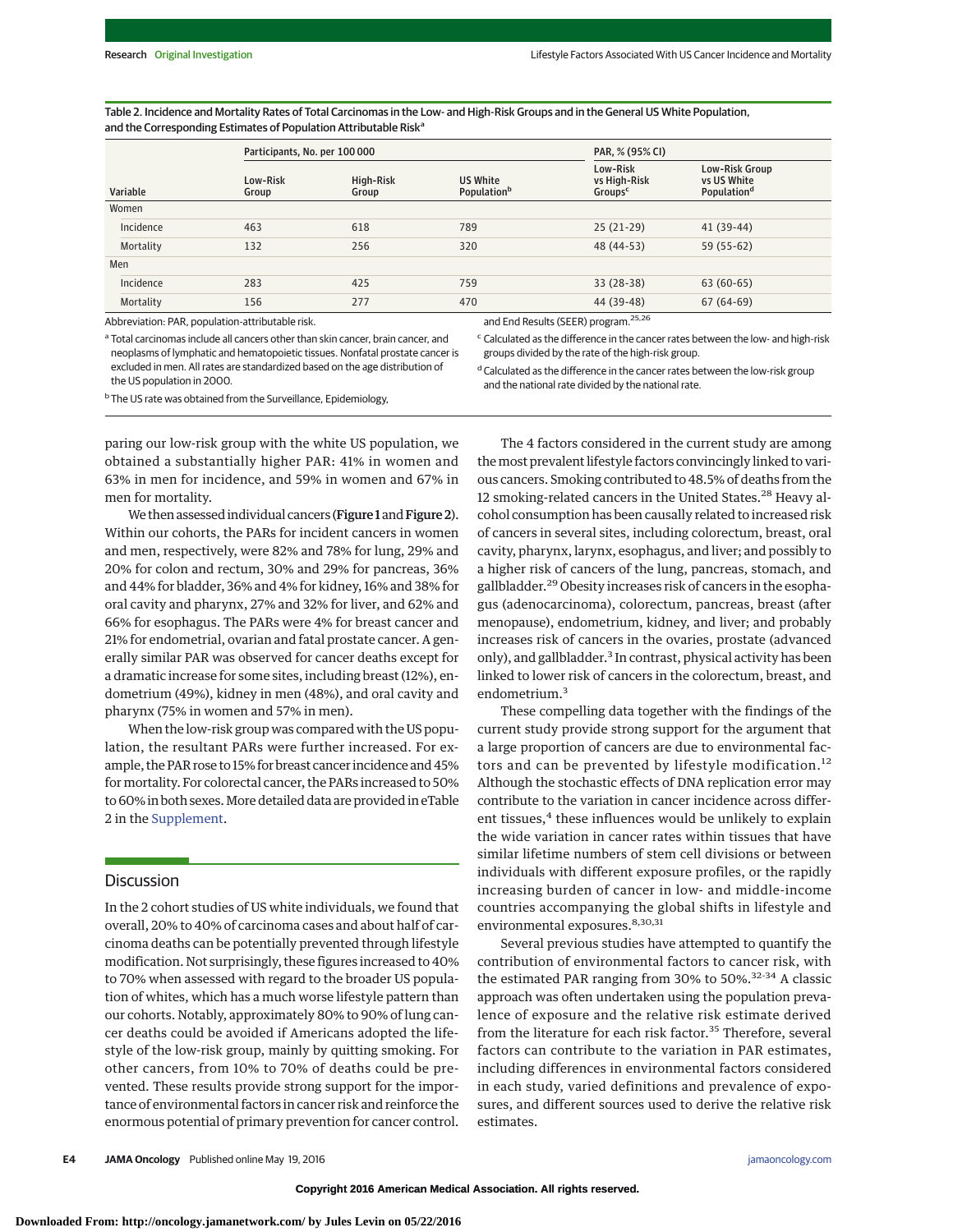Table 2. Incidence and Mortality Rates of Total Carcinomas in the Low- and High-Risk Groups and in the General US White Population, and the Corresponding Estimates of Population Attributable Risk[a]

| Variable | Participants, No. per 100 000 | | | PAR, % (95% CI) | |
|---|---|---|---|---|---|
| | Low-Risk Group | High-Risk Group | US White Population[b] | Low-Risk vs High-Risk Groups[c] | Low-Risk Group vs US White Population[d] |
| Women | | | | | |
| Incidence | 463 | 618 | 789 | 25 (21-29) | 41 (39-44) |
| Mortality | 132 | 256 | 320 | 48 (44-53) | 59 (55-62) |
| Men | | | | | |
| Incidence | 283 | 425 | 759 | 33 (28-38) | 63 (60-65) |
| Mortality | 156 | 277 | 470 | 44 (39-48) | 67 (64-69) |

Abbreviation: PAR, population-attributable risk.

[a] Total carcinomas include all cancers other than skin cancer, brain cancer, and neoplasms of lymphatic and hematopoietic tissues. Nonfatal prostate cancer is excluded in men. All rates are standardized based on the age distribution of the US population in 2000.

[b] The US rate was obtained from the Surveillance, Epidemiology, and End Results (SEER) program.[25,26]

[c] Calculated as the difference in the cancer rates between the low- and high-risk groups divided by the rate of the high-risk group.

[d] Calculated as the difference in the cancer rates between the low-risk group and the national rate divided by the national rate.

paring our low-risk group with the white US population, we obtained a substantially higher PAR: 41% in women and 63% in men for incidence, and 59% in women and 67% in men for mortality.

We then assessed individual cancers (**Figure 1** and **Figure 2**). Within our cohorts, the PARs for incident cancers in women and men, respectively, were 82% and 78% for lung, 29% and 20% for colon and rectum, 30% and 29% for pancreas, 36% and 44% for bladder, 36% and 4% for kidney, 16% and 38% for oral cavity and pharynx, 27% and 32% for liver, and 62% and 66% for esophagus. The PARs were 4% for breast cancer and 21% for endometrial, ovarian and fatal prostate cancer. A generally similar PAR was observed for cancer deaths except for a dramatic increase for some sites, including breast (12%), endometrium (49%), kidney in men (48%), and oral cavity and pharynx (75% in women and 57% in men).

When the low-risk group was compared with the US population, the resultant PARs were further increased. For example, the PAR rose to 15% for breast cancer incidence and 45% for mortality. For colorectal cancer, the PARs increased to 50% to 60% in both sexes. More detailed data are provided in eTable 2 in the Supplement.

## Discussion

In the 2 cohort studies of US white individuals, we found that overall, 20% to 40% of carcinoma cases and about half of carcinoma deaths can be potentially prevented through lifestyle modification. Not surprisingly, these figures increased to 40% to 70% when assessed with regard to the broader US population of whites, which has a much worse lifestyle pattern than our cohorts. Notably, approximately 80% to 90% of lung cancer deaths could be avoided if Americans adopted the lifestyle of the low-risk group, mainly by quitting smoking. For other cancers, from 10% to 70% of deaths could be prevented. These results provide strong support for the importance of environmental factors in cancer risk and reinforce the enormous potential of primary prevention for cancer control.

The 4 factors considered in the current study are among the most prevalent lifestyle factors convincingly linked to various cancers. Smoking contributed to 48.5% of deaths from the 12 smoking-related cancers in the United States.[28] Heavy alcohol consumption has been causally related to increased risk of cancers in several sites, including colorectum, breast, oral cavity, pharynx, larynx, esophagus, and liver; and possibly to a higher risk of cancers of the lung, pancreas, stomach, and gallbladder.[29] Obesity increases risk of cancers in the esophagus (adenocarcinoma), colorectum, pancreas, breast (after menopause), endometrium, kidney, and liver; and probably increases risk of cancers in the ovaries, prostate (advanced only), and gallbladder.[3] In contrast, physical activity has been linked to lower risk of cancers in the colorectum, breast, and endometrium.[3]

These compelling data together with the findings of the current study provide strong support for the argument that a large proportion of cancers are due to environmental factors and can be prevented by lifestyle modification.[12] Although the stochastic effects of DNA replication error may contribute to the variation in cancer incidence across different tissues,[4] these influences would be unlikely to explain the wide variation in cancer rates within tissues that have similar lifetime numbers of stem cell divisions or between individuals with different exposure profiles, or the rapidly increasing burden of cancer in low- and middle-income countries accompanying the global shifts in lifestyle and environmental exposures.[8,30,31]

Several previous studies have attempted to quantify the contribution of environmental factors to cancer risk, with the estimated PAR ranging from 30% to 50%.[32-34] A classic approach was often undertaken using the population prevalence of exposure and the relative risk estimate derived from the literature for each risk factor.[35] Therefore, several factors can contribute to the variation in PAR estimates, including differences in environmental factors considered in each study, varied definitions and prevalence of exposures, and different sources used to derive the relative risk estimates.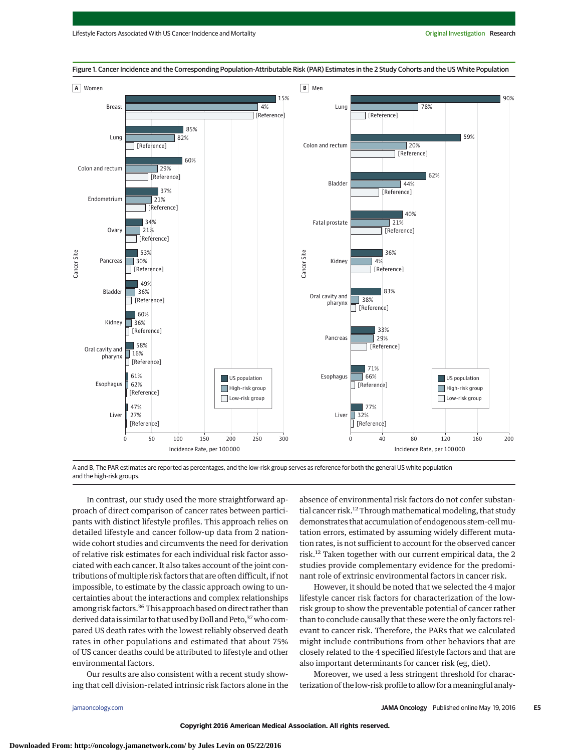Figure 1. Cancer Incidence and the Corresponding Population-Attributable Risk (PAR) Estimates in the 2 Study Cohorts and the US White Population

A and B, The PAR estimates are reported as percentages, and the low-risk group serves as reference for both the general US white population and the high-risk groups.

In contrast, our study used the more straightforward approach of direct comparison of cancer rates between participants with distinct lifestyle profiles. This approach relies on detailed lifestyle and cancer follow-up data from 2 nationwide cohort studies and circumvents the need for derivation of relative risk estimates for each individual risk factor associated with each cancer. It also takes account of the joint contributions of multiple risk factors that are often difficult, if not impossible, to estimate by the classic approach owing to uncertainties about the interactions and complex relationships among risk factors.[36] This approach based on direct rather than derived data is similar to that used by Doll and Peto,[37] who compared US death rates with the lowest reliably observed death rates in other populations and estimated that about 75% of US cancer deaths could be attributed to lifestyle and other environmental factors.

Our results are also consistent with a recent study showing that cell division–related intrinsic risk factors alone in the absence of environmental risk factors do not confer substantial cancer risk.[12] Through mathematical modeling, that study demonstrates that accumulation of endogenous stem-cell mutation errors, estimated by assuming widely different mutation rates, is not sufficient to account for the observed cancer risk.[12] Taken together with our current empirical data, the 2 studies provide complementary evidence for the predominant role of extrinsic environmental factors in cancer risk.

However, it should be noted that we selected the 4 major lifestyle cancer risk factors for characterization of the low-risk group to show the preventable potential of cancer rather than to conclude causally that these were the only factors relevant to cancer risk. Therefore, the PARs that we calculated might include contributions from other behaviors that are closely related to the 4 specified lifestyle factors and that are also important determinants for cancer risk (eg, diet).

Moreover, we used a less stringent threshold for characterization of the low-risk profile to allow for a meaningful analy-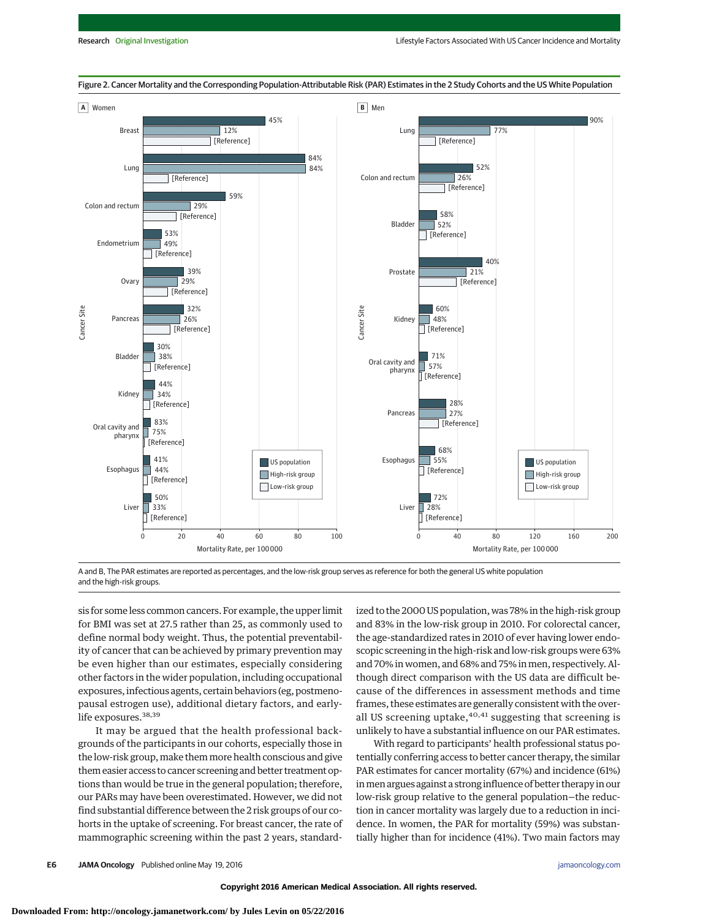Figure 2. Cancer Mortality and the Corresponding Population-Attributable Risk (PAR) Estimates in the 2 Study Cohorts and the US White Population

A and B, The PAR estimates are reported as percentages, and the low-risk group serves as reference for both the general US white population and the high-risk groups.

sis for some less common cancers. For example, the upper limit for BMI was set at 27.5 rather than 25, as commonly used to define normal body weight. Thus, the potential preventability of cancer that can be achieved by primary prevention may be even higher than our estimates, especially considering other factors in the wider population, including occupational exposures, infectious agents, certain behaviors (eg, postmenopausal estrogen use), additional dietary factors, and early-life exposures.[38,39]

It may be argued that the health professional backgrounds of the participants in our cohorts, especially those in the low-risk group, make them more health conscious and give them easier access to cancer screening and better treatment options than would be true in the general population; therefore, our PARs may have been overestimated. However, we did not find substantial difference between the 2 risk groups of our cohorts in the uptake of screening. For breast cancer, the rate of mammographic screening within the past 2 years, standardized to the 2000 US population, was 78% in the high-risk group and 83% in the low-risk group in 2010. For colorectal cancer, the age-standardized rates in 2010 of ever having lower endoscopic screening in the high-risk and low-risk groups were 63% and 70% in women, and 68% and 75% in men, respectively. Although direct comparison with the US data are difficult because of the differences in assessment methods and time frames, these estimates are generally consistent with the overall US screening uptake,[40,41] suggesting that screening is unlikely to have a substantial influence on our PAR estimates.

With regard to participants' health professional status potentially conferring access to better cancer therapy, the similar PAR estimates for cancer mortality (67%) and incidence (61%) in men argues against a strong influence of better therapy in our low-risk group relative to the general population—the reduction in cancer mortality was largely due to a reduction in incidence. In women, the PAR for mortality (59%) was substantially higher than for incidence (41%). Two main factors may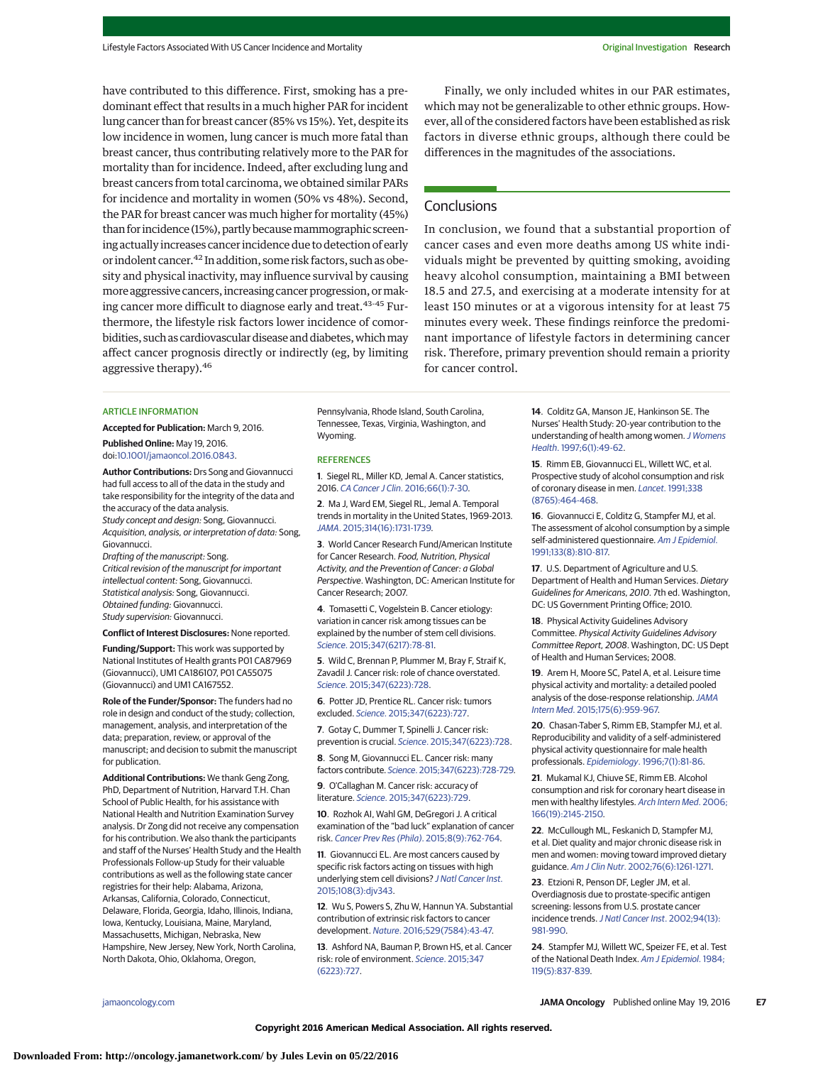have contributed to this difference. First, smoking has a predominant effect that results in a much higher PAR for incident lung cancer than for breast cancer (85% vs 15%). Yet, despite its low incidence in women, lung cancer is much more fatal than breast cancer, thus contributing relatively more to the PAR for mortality than for incidence. Indeed, after excluding lung and breast cancers from total carcinoma, we obtained similar PARs for incidence and mortality in women (50% vs 48%). Second, the PAR for breast cancer was much higher for mortality (45%) than for incidence (15%), partly because mammographic screening actually increases cancer incidence due to detection of early or indolent cancer.[42] In addition, some risk factors, such as obesity and physical inactivity, may influence survival by causing more aggressive cancers, increasing cancer progression, or making cancer more difficult to diagnose early and treat.[43-45] Furthermore, the lifestyle risk factors lower incidence of comorbidities, such as cardiovascular disease and diabetes, which may affect cancer prognosis directly or indirectly (eg, by limiting aggressive therapy).[46]

Finally, we only included whites in our PAR estimates, which may not be generalizable to other ethnic groups. However, all of the considered factors have been established as risk factors in diverse ethnic groups, although there could be differences in the magnitudes of the associations.

## Conclusions

In conclusion, we found that a substantial proportion of cancer cases and even more deaths among US white individuals might be prevented by quitting smoking, avoiding heavy alcohol consumption, maintaining a BMI between 18.5 and 27.5, and exercising at a moderate intensity for at least 150 minutes or at a vigorous intensity for at least 75 minutes every week. These findings reinforce the predominant importance of lifestyle factors in determining cancer risk. Therefore, primary prevention should remain a priority for cancer control.

### ARTICLE INFORMATION

**Accepted for Publication:** March 9, 2016.

**Published Online:** May 19, 2016. doi:10.1001/jamaoncol.2016.0843.

**Author Contributions:** Drs Song and Giovannucci had full access to all of the data in the study and take responsibility for the integrity of the data and the accuracy of the data analysis.
*Study concept and design:* Song, Giovannucci.
*Acquisition, analysis, or interpretation of data:* Song, Giovannucci.
*Drafting of the manuscript:* Song.
*Critical revision of the manuscript for important intellectual content:* Song, Giovannucci.
*Statistical analysis:* Song, Giovannucci.
*Obtained funding:* Giovannucci.
*Study supervision:* Giovannucci.

**Conflict of Interest Disclosures:** None reported.

**Funding/Support:** This work was supported by National Institutes of Health grants P01 CA87969 (Giovannucci), UM1 CA186107, P01 CA55075 (Giovannucci) and UM1 CA167552.

**Role of the Funder/Sponsor:** The funders had no role in design and conduct of the study; collection, management, analysis, and interpretation of the data; preparation, review, or approval of the manuscript; and decision to submit the manuscript for publication.

**Additional Contributions:** We thank Geng Zong, PhD, Department of Nutrition, Harvard T.H. Chan School of Public Health, for his assistance with National Health and Nutrition Examination Survey analysis. Dr Zong did not receive any compensation for his contribution. We also thank the participants and staff of the Nurses' Health Study and the Health Professionals Follow-up Study for their valuable contributions as well as the following state cancer registries for their help: Alabama, Arizona, Arkansas, California, Colorado, Connecticut, Delaware, Florida, Georgia, Idaho, Illinois, Indiana, Iowa, Kentucky, Louisiana, Maine, Maryland, Massachusetts, Michigan, Nebraska, New Hampshire, New Jersey, New York, North Carolina, North Dakota, Ohio, Oklahoma, Oregon, Pennsylvania, Rhode Island, South Carolina, Tennessee, Texas, Virginia, Washington, and Wyoming.

### REFERENCES

1. Siegel RL, Miller KD, Jemal A. Cancer statistics, 2016. *CA Cancer J Clin*. 2016;66(1):7-30.

2. Ma J, Ward EM, Siegel RL, Jemal A. Temporal trends in mortality in the United States, 1969-2013. *JAMA*. 2015;314(16):1731-1739.

3. World Cancer Research Fund/American Institute for Cancer Research. *Food, Nutrition, Physical Activity, and the Prevention of Cancer: a Global Perspective*. Washington, DC: American Institute for Cancer Research; 2007.

4. Tomasetti C, Vogelstein B. Cancer etiology: variation in cancer risk among tissues can be explained by the number of stem cell divisions. *Science*. 2015;347(6217):78-81.

5. Wild C, Brennan P, Plummer M, Bray F, Straif K, Zavadil J. Cancer risk: role of chance overstated. *Science*. 2015;347(6223):728.

6. Potter JD, Prentice RL. Cancer risk: tumors excluded. *Science*. 2015;347(6223):727.

7. Gotay C, Dummer T, Spinelli J. Cancer risk: prevention is crucial. *Science*. 2015;347(6223):728.

8. Song M, Giovannucci EL. Cancer risk: many factors contribute. *Science*. 2015;347(6223):728-729.

9. O'Callaghan M. Cancer risk: accuracy of literature. *Science*. 2015;347(6223):729.

10. Rozhok AI, Wahl GM, DeGregori J. A critical examination of the "bad luck" explanation of cancer risk. *Cancer Prev Res (Phila)*. 2015;8(9):762-764.

11. Giovannucci EL. Are most cancers caused by specific risk factors acting on tissues with high underlying stem cell divisions? *J Natl Cancer Inst*. 2015;108(3):djv343.

12. Wu S, Powers S, Zhu W, Hannun YA. Substantial contribution of extrinsic risk factors to cancer development. *Nature*. 2016;529(7584):43-47.

13. Ashford NA, Bauman P, Brown HS, et al. Cancer risk: role of environment. *Science*. 2015;347(6223):727.

14. Colditz GA, Manson JE, Hankinson SE. The Nurses' Health Study: 20-year contribution to the understanding of health among women. *J Womens Health*. 1997;6(1):49-62.

15. Rimm EB, Giovannucci EL, Willett WC, et al. Prospective study of alcohol consumption and risk of coronary disease in men. *Lancet*. 1991;338(8765):464-468.

16. Giovannucci E, Colditz G, Stampfer MJ, et al. The assessment of alcohol consumption by a simple self-administered questionnaire. *Am J Epidemiol*. 1991;133(8):810-817.

17. U.S. Department of Agriculture and U.S. Department of Health and Human Services. *Dietary Guidelines for Americans, 2010*. 7th ed. Washington, DC: US Government Printing Office; 2010.

18. Physical Activity Guidelines Advisory Committee. *Physical Activity Guidelines Advisory Committee Report, 2008*. Washington, DC: US Dept of Health and Human Services; 2008.

19. Arem H, Moore SC, Patel A, et al. Leisure time physical activity and mortality: a detailed pooled analysis of the dose-response relationship. *JAMA Intern Med*. 2015;175(6):959-967.

20. Chasan-Taber S, Rimm EB, Stampfer MJ, et al. Reproducibility and validity of a self-administered physical activity questionnaire for male health professionals. *Epidemiology*. 1996;7(1):81-86.

21. Mukamal KJ, Chiuve SE, Rimm EB. Alcohol consumption and risk for coronary heart disease in men with healthy lifestyles. *Arch Intern Med*. 2006;166(19):2145-2150.

22. McCullough ML, Feskanich D, Stampfer MJ, et al. Diet quality and major chronic disease risk in men and women: moving toward improved dietary guidance. *Am J Clin Nutr*. 2002;76(6):1261-1271.

23. Etzioni R, Penson DF, Legler JM, et al. Overdiagnosis due to prostate-specific antigen screening: lessons from U.S. prostate cancer incidence trends. *J Natl Cancer Inst*. 2002;94(13):981-990.

24. Stampfer MJ, Willett WC, Speizer FE, et al. Test of the National Death Index. *Am J Epidemiol*. 1984;119(5):837-839.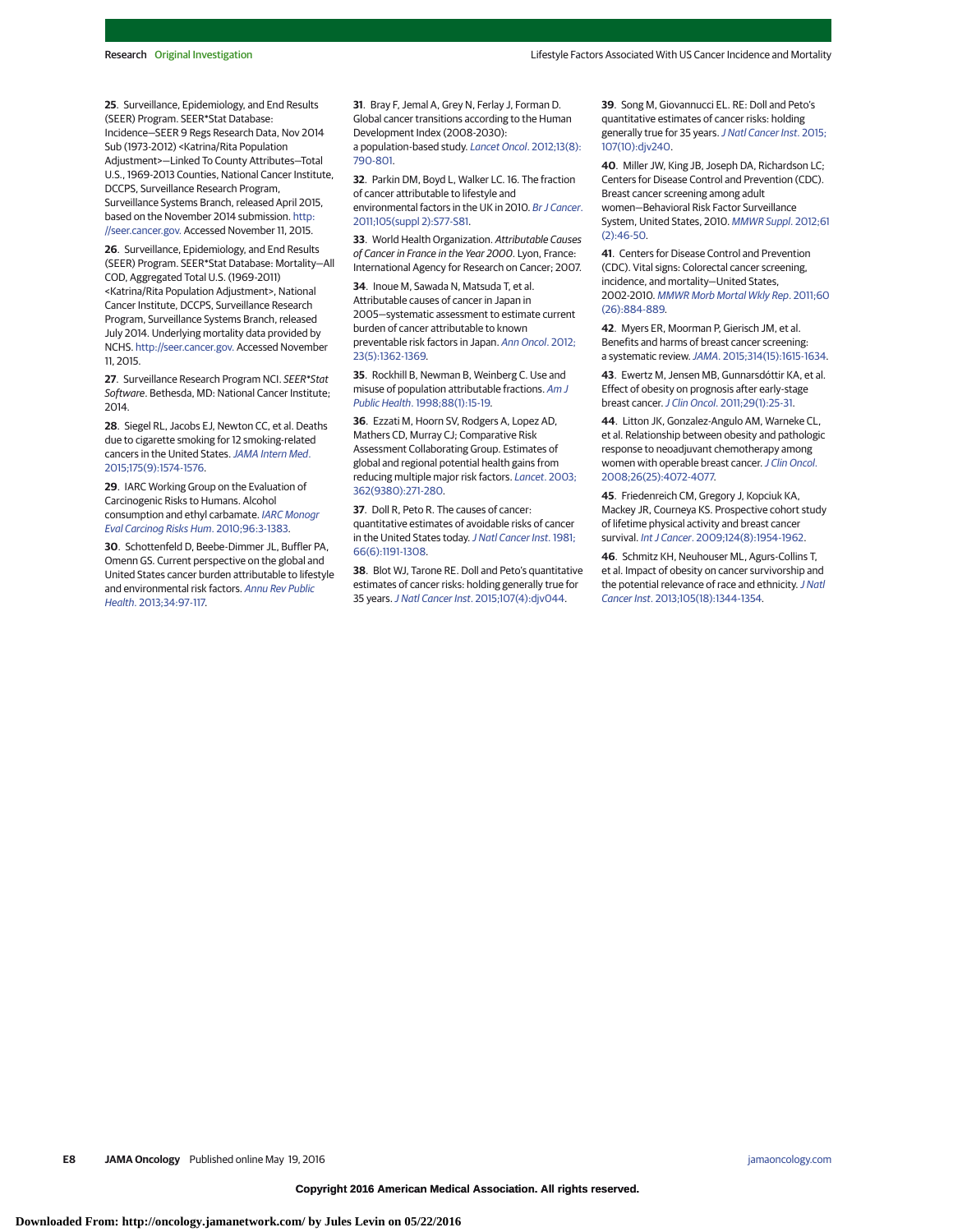25. Surveillance, Epidemiology, and End Results (SEER) Program. SEER*Stat Database: Incidence—SEER 9 Regs Research Data, Nov 2014 Sub (1973-2012) <Katrina/Rita Population Adjustment>—Linked To County Attributes—Total U.S., 1969-2013 Counties, National Cancer Institute, DCCPS, Surveillance Research Program, Surveillance Systems Branch, released April 2015, based on the November 2014 submission. http://seer.cancer.gov. Accessed November 11, 2015.

26. Surveillance, Epidemiology, and End Results (SEER) Program. SEER*Stat Database: Mortality—All COD, Aggregated Total U.S. (1969-2011) <Katrina/Rita Population Adjustment>, National Cancer Institute, DCCPS, Surveillance Research Program, Surveillance Systems Branch, released July 2014. Underlying mortality data provided by NCHS. http://seer.cancer.gov. Accessed November 11, 2015.

27. Surveillance Research Program NCI. *SEER*Stat Software*. Bethesda, MD: National Cancer Institute; 2014.

28. Siegel RL, Jacobs EJ, Newton CC, et al. Deaths due to cigarette smoking for 12 smoking-related cancers in the United States. *JAMA Intern Med*. 2015;175(9):1574-1576.

29. IARC Working Group on the Evaluation of Carcinogenic Risks to Humans. Alcohol consumption and ethyl carbamate. *IARC Monogr Eval Carcinog Risks Hum*. 2010;96:3-1383.

30. Schottenfeld D, Beebe-Dimmer JL, Buffler PA, Omenn GS. Current perspective on the global and United States cancer burden attributable to lifestyle and environmental risk factors. *Annu Rev Public Health*. 2013;34:97-117.

31. Bray F, Jemal A, Grey N, Ferlay J, Forman D. Global cancer transitions according to the Human Development Index (2008-2030): a population-based study. *Lancet Oncol*. 2012;13(8):790-801.

32. Parkin DM, Boyd L, Walker LC. 16. The fraction of cancer attributable to lifestyle and environmental factors in the UK in 2010. *Br J Cancer*. 2011;105(suppl 2):S77-S81.

33. World Health Organization. *Attributable Causes of Cancer in France in the Year 2000*. Lyon, France: International Agency for Research on Cancer; 2007.

34. Inoue M, Sawada N, Matsuda T, et al. Attributable causes of cancer in Japan in 2005—systematic assessment to estimate current burden of cancer attributable to known preventable risk factors in Japan. *Ann Oncol*. 2012;23(5):1362-1369.

35. Rockhill B, Newman B, Weinberg C. Use and misuse of population attributable fractions. *Am J Public Health*. 1998;88(1):15-19.

36. Ezzati M, Hoorn SV, Rodgers A, Lopez AD, Mathers CD, Murray CJ; Comparative Risk Assessment Collaborating Group. Estimates of global and regional potential health gains from reducing multiple major risk factors. *Lancet*. 2003;362(9380):271-280.

37. Doll R, Peto R. The causes of cancer: quantitative estimates of avoidable risks of cancer in the United States today. *J Natl Cancer Inst*. 1981;66(6):1191-1308.

38. Blot WJ, Tarone RE. Doll and Peto's quantitative estimates of cancer risks: holding generally true for 35 years. *J Natl Cancer Inst*. 2015;107(4):djv044.

39. Song M, Giovannucci EL. RE: Doll and Peto's quantitative estimates of cancer risks: holding generally true for 35 years. *J Natl Cancer Inst*. 2015;107(10):djv240.

40. Miller JW, King JB, Joseph DA, Richardson LC; Centers for Disease Control and Prevention (CDC). Breast cancer screening among adult women—Behavioral Risk Factor Surveillance System, United States, 2010. *MMWR Suppl*. 2012;61(2):46-50.

41. Centers for Disease Control and Prevention (CDC). Vital signs: Colorectal cancer screening, incidence, and mortality—United States, 2002-2010. *MMWR Morb Mortal Wkly Rep*. 2011;60(26):884-889.

42. Myers ER, Moorman P, Gierisch JM, et al. Benefits and harms of breast cancer screening: a systematic review. *JAMA*. 2015;314(15):1615-1634.

43. Ewertz M, Jensen MB, Gunnarsdóttir KA, et al. Effect of obesity on prognosis after early-stage breast cancer. *J Clin Oncol*. 2011;29(1):25-31.

44. Litton JK, Gonzalez-Angulo AM, Warneke CL, et al. Relationship between obesity and pathologic response to neoadjuvant chemotherapy among women with operable breast cancer. *J Clin Oncol*. 2008;26(25):4072-4077.

45. Friedenreich CM, Gregory J, Kopciuk KA, Mackey JR, Courneya KS. Prospective cohort study of lifetime physical activity and breast cancer survival. *Int J Cancer*. 2009;124(8):1954-1962.

46. Schmitz KH, Neuhouser ML, Agurs-Collins T, et al. Impact of obesity on cancer survivorship and the potential relevance of race and ethnicity. *J Natl Cancer Inst*. 2013;105(18):1344-1354.